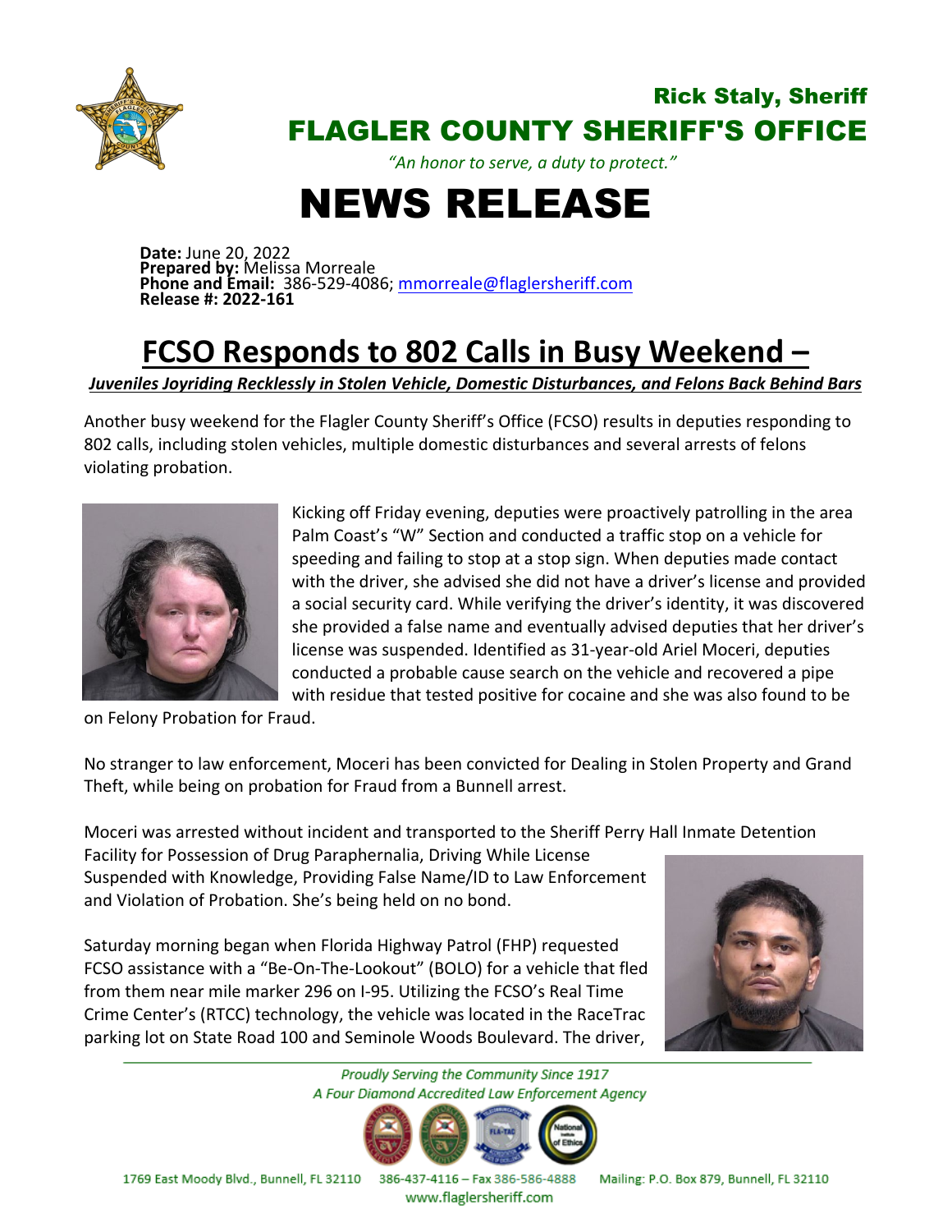Rick Staly, Sheriff

# FLAGLER COUNTY SHERIFF'S OFFICE

*"An honor to serve, a duty to protect."*

# NEWS RELEASE

**Date:** June 20, 2022
**Prepared by:** Melissa Morreale
**Phone and Email:** 386-529-4086; mmorreale@flaglersheriff.com
**Release #: 2022-161**

## FCSO Responds to 802 Calls in Busy Weekend –

***Juveniles Joyriding Recklessly in Stolen Vehicle, Domestic Disturbances, and Felons Back Behind Bars***

Another busy weekend for the Flagler County Sheriff's Office (FCSO) results in deputies responding to 802 calls, including stolen vehicles, multiple domestic disturbances and several arrests of felons violating probation.

Kicking off Friday evening, deputies were proactively patrolling in the area Palm Coast's "W" Section and conducted a traffic stop on a vehicle for speeding and failing to stop at a stop sign. When deputies made contact with the driver, she advised she did not have a driver's license and provided a social security card. While verifying the driver's identity, it was discovered she provided a false name and eventually advised deputies that her driver's license was suspended. Identified as 31-year-old Ariel Moceri, deputies conducted a probable cause search on the vehicle and recovered a pipe with residue that tested positive for cocaine and she was also found to be on Felony Probation for Fraud.

No stranger to law enforcement, Moceri has been convicted for Dealing in Stolen Property and Grand Theft, while being on probation for Fraud from a Bunnell arrest.

Moceri was arrested without incident and transported to the Sheriff Perry Hall Inmate Detention Facility for Possession of Drug Paraphernalia, Driving While License Suspended with Knowledge, Providing False Name/ID to Law Enforcement and Violation of Probation. She's being held on no bond.

Saturday morning began when Florida Highway Patrol (FHP) requested FCSO assistance with a "Be-On-The-Lookout" (BOLO) for a vehicle that fled from them near mile marker 296 on I-95. Utilizing the FCSO's Real Time Crime Center's (RTCC) technology, the vehicle was located in the RaceTrac parking lot on State Road 100 and Seminole Woods Boulevard. The driver,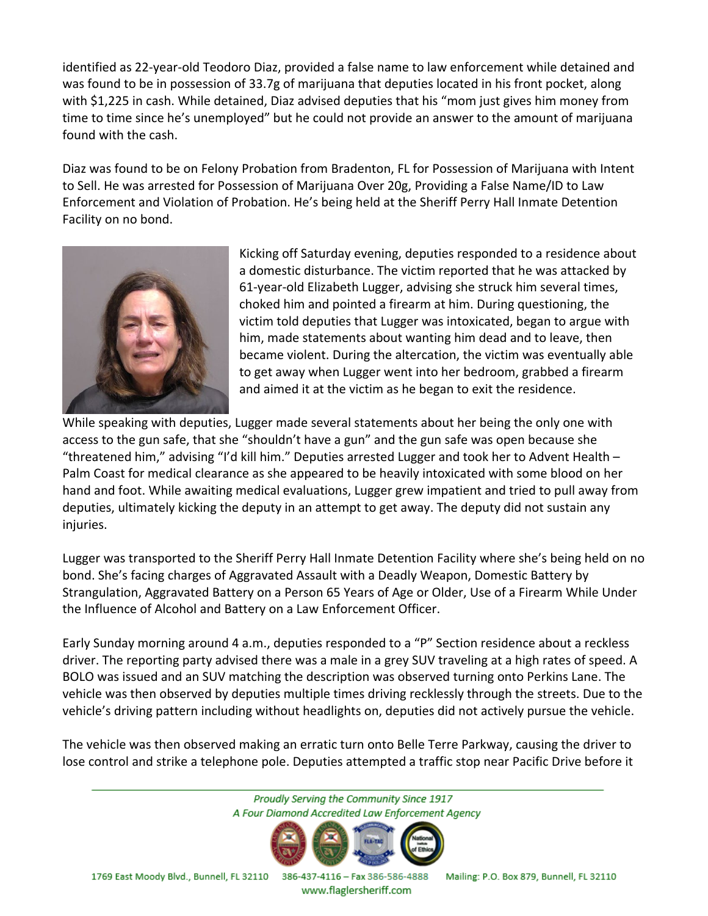identified as 22-year-old Teodoro Diaz, provided a false name to law enforcement while detained and was found to be in possession of 33.7g of marijuana that deputies located in his front pocket, along with $1,225 in cash. While detained, Diaz advised deputies that his "mom just gives him money from time to time since he's unemployed" but he could not provide an answer to the amount of marijuana found with the cash.

Diaz was found to be on Felony Probation from Bradenton, FL for Possession of Marijuana with Intent to Sell. He was arrested for Possession of Marijuana Over 20g, Providing a False Name/ID to Law Enforcement and Violation of Probation. He's being held at the Sheriff Perry Hall Inmate Detention Facility on no bond.

Kicking off Saturday evening, deputies responded to a residence about a domestic disturbance. The victim reported that he was attacked by 61-year-old Elizabeth Lugger, advising she struck him several times, choked him and pointed a firearm at him. During questioning, the victim told deputies that Lugger was intoxicated, began to argue with him, made statements about wanting him dead and to leave, then became violent. During the altercation, the victim was eventually able to get away when Lugger went into her bedroom, grabbed a firearm and aimed it at the victim as he began to exit the residence.

While speaking with deputies, Lugger made several statements about her being the only one with access to the gun safe, that she "shouldn't have a gun" and the gun safe was open because she "threatened him," advising "I'd kill him." Deputies arrested Lugger and took her to Advent Health – Palm Coast for medical clearance as she appeared to be heavily intoxicated with some blood on her hand and foot. While awaiting medical evaluations, Lugger grew impatient and tried to pull away from deputies, ultimately kicking the deputy in an attempt to get away. The deputy did not sustain any injuries.

Lugger was transported to the Sheriff Perry Hall Inmate Detention Facility where she's being held on no bond. She's facing charges of Aggravated Assault with a Deadly Weapon, Domestic Battery by Strangulation, Aggravated Battery on a Person 65 Years of Age or Older, Use of a Firearm While Under the Influence of Alcohol and Battery on a Law Enforcement Officer.

Early Sunday morning around 4 a.m., deputies responded to a "P" Section residence about a reckless driver. The reporting party advised there was a male in a grey SUV traveling at a high rates of speed. A BOLO was issued and an SUV matching the description was observed turning onto Perkins Lane. The vehicle was then observed by deputies multiple times driving recklessly through the streets. Due to the vehicle's driving pattern including without headlights on, deputies did not actively pursue the vehicle.

The vehicle was then observed making an erratic turn onto Belle Terre Parkway, causing the driver to lose control and strike a telephone pole. Deputies attempted a traffic stop near Pacific Drive before it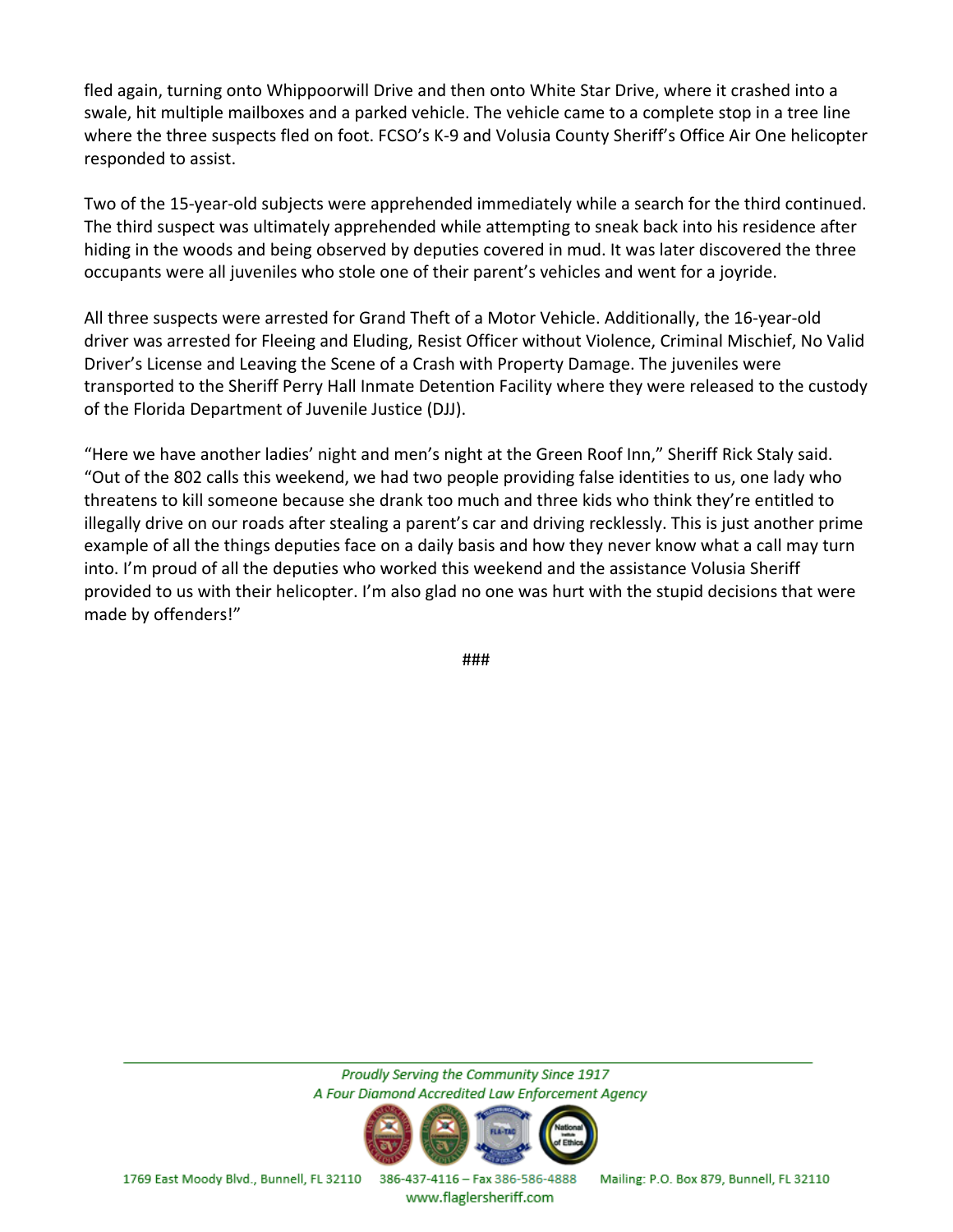fled again, turning onto Whippoorwill Drive and then onto White Star Drive, where it crashed into a swale, hit multiple mailboxes and a parked vehicle. The vehicle came to a complete stop in a tree line where the three suspects fled on foot. FCSO's K-9 and Volusia County Sheriff's Office Air One helicopter responded to assist.

Two of the 15-year-old subjects were apprehended immediately while a search for the third continued. The third suspect was ultimately apprehended while attempting to sneak back into his residence after hiding in the woods and being observed by deputies covered in mud. It was later discovered the three occupants were all juveniles who stole one of their parent's vehicles and went for a joyride.

All three suspects were arrested for Grand Theft of a Motor Vehicle. Additionally, the 16-year-old driver was arrested for Fleeing and Eluding, Resist Officer without Violence, Criminal Mischief, No Valid Driver's License and Leaving the Scene of a Crash with Property Damage. The juveniles were transported to the Sheriff Perry Hall Inmate Detention Facility where they were released to the custody of the Florida Department of Juvenile Justice (DJJ).

"Here we have another ladies' night and men's night at the Green Roof Inn," Sheriff Rick Staly said. "Out of the 802 calls this weekend, we had two people providing false identities to us, one lady who threatens to kill someone because she drank too much and three kids who think they're entitled to illegally drive on our roads after stealing a parent's car and driving recklessly. This is just another prime example of all the things deputies face on a daily basis and how they never know what a call may turn into. I'm proud of all the deputies who worked this weekend and the assistance Volusia Sheriff provided to us with their helicopter. I'm also glad no one was hurt with the stupid decisions that were made by offenders!"

###